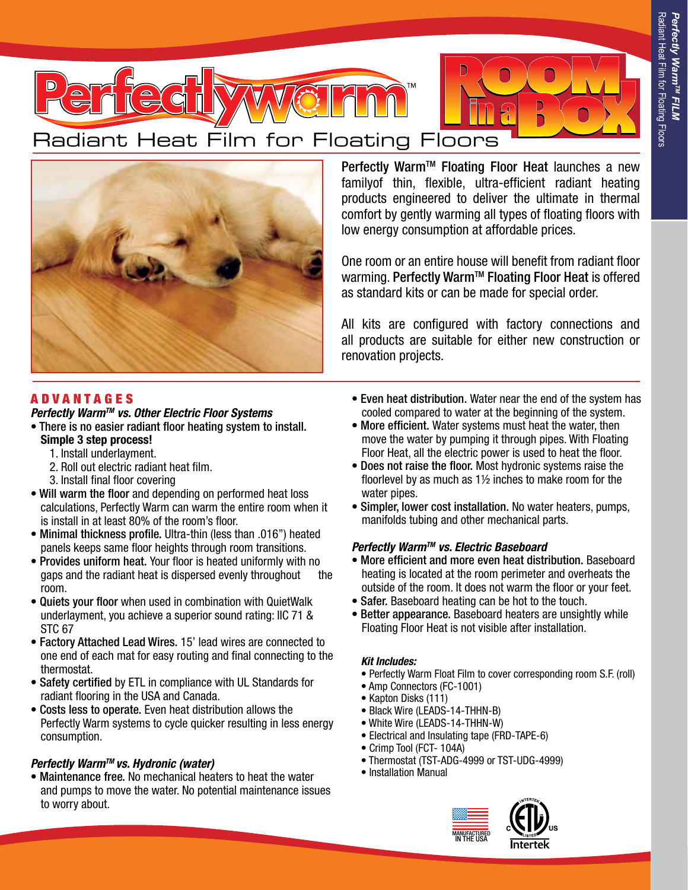# Perfectly Warm™ ROOM in a BOX

## Radiant Heat Film for Floating Floors

**Perfectly Warm™ Floating Floor Heat** launches a new familyof thin, flexible, ultra-efficient radiant heating products engineered to deliver the ultimate in thermal comfort by gently warming all types of floating floors with low energy consumption at affordable prices.

One room or an entire house will benefit from radiant floor warming. **Perfectly Warm™ Floating Floor Heat** is offered as standard kits or can be made for special order.

All kits are configured with factory connections and all products are suitable for either new construction or renovation projects.

## ADVANTAGES

### *Perfectly Warm™ vs. Other Electric Floor Systems*

- **There is no easier radiant floor heating system to install. Simple 3 step process!**
  1. Install underlayment.
  2. Roll out electric radiant heat film.
  3. Install final floor covering
- **Will warm the floor** and depending on performed heat loss calculations, Perfectly Warm can warm the entire room when it is install in at least 80% of the room's floor.
- **Minimal thickness profile.** Ultra-thin (less than .016") heated panels keeps same floor heights through room transitions.
- **Provides uniform heat.** Your floor is heated uniformly with no gaps and the radiant heat is dispersed evenly throughout the room.
- **Quiets your floor** when used in combination with QuietWalk underlayment, you achieve a superior sound rating: IIC 71 & STC 67
- **Factory Attached Lead Wires.** 15' lead wires are connected to one end of each mat for easy routing and final connecting to the thermostat.
- **Safety certified** by ETL in compliance with UL Standards for radiant flooring in the USA and Canada.
- **Costs less to operate.** Even heat distribution allows the Perfectly Warm systems to cycle quicker resulting in less energy consumption.

### *Perfectly Warm™ vs. Hydronic (water)*

- **Maintenance free.** No mechanical heaters to heat the water and pumps to move the water. No potential maintenance issues to worry about.
- **Even heat distribution.** Water near the end of the system has cooled compared to water at the beginning of the system.
- **More efficient.** Water systems must heat the water, then move the water by pumping it through pipes. With Floating Floor Heat, all the electric power is used to heat the floor.
- **Does not raise the floor.** Most hydronic systems raise the floorlevel by as much as 1½ inches to make room for the water pipes.
- **Simpler, lower cost installation.** No water heaters, pumps, manifolds tubing and other mechanical parts.

### *Perfectly Warm™ vs. Electric Baseboard*

- **More efficient and more even heat distribution.** Baseboard heating is located at the room perimeter and overheats the outside of the room. It does not warm the floor or your feet.
- **Safer.** Baseboard heating can be hot to the touch.
- **Better appearance.** Baseboard heaters are unsightly while Floating Floor Heat is not visible after installation.

### *Kit Includes:*

- Perfectly Warm Float Film to cover corresponding room S.F. (roll)
- Amp Connectors (FC-1001)
- Kapton Disks (111)
- Black Wire (LEADS-14-THHN-B)
- White Wire (LEADS-14-THHN-W)
- Electrical and Insulating tape (FRD-TAPE-6)
- Crimp Tool (FCT- 104A)
- Thermostat (TST-ADG-4999 or TST-UDG-4999)
- Installation Manual

MANUFACTURED IN THE USA

Intertek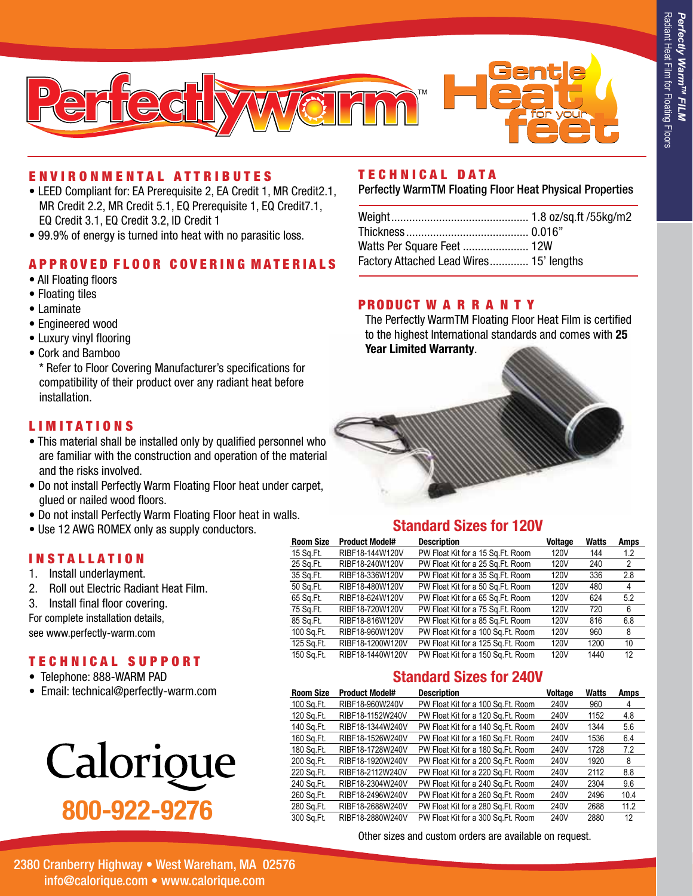# Perfectlywarm™ Gentle Heat for your feet

*Perfectly Warm™ FILM*
Radiant Heat Film for Floating Floors

## ENVIRONMENTAL ATTRIBUTES

- LEED Compliant for: EA Prerequisite 2, EA Credit 1, MR Credit2.1, MR Credit 2.2, MR Credit 5.1, EQ Prerequisite 1, EQ Credit7.1, EQ Credit 3.1, EQ Credit 3.2, ID Credit 1
- 99.9% of energy is turned into heat with no parasitic loss.

## APPROVED FLOOR COVERING MATERIALS

- All Floating floors
- Floating tiles
- Laminate
- Engineered wood
- Luxury vinyl flooring
- Cork and Bamboo

  \* Refer to Floor Covering Manufacturer's specifications for compatibility of their product over any radiant heat before installation.

## LIMITATIONS

- This material shall be installed only by qualified personnel who are familiar with the construction and operation of the material and the risks involved.
- Do not install Perfectly Warm Floating Floor heat under carpet, glued or nailed wood floors.
- Do not install Perfectly Warm Floating Floor heat in walls.
- Use 12 AWG ROMEX only as supply conductors.

## INSTALLATION

1. Install underlayment.
2. Roll out Electric Radiant Heat Film.
3. Install final floor covering.

For complete installation details, see www.perfectly-warm.com

## TECHNICAL SUPPORT

- Telephone: 888-WARM PAD
- Email: technical@perfectly-warm.com

Calorique
**800-922-9276**

## TECHNICAL DATA

**Perfectly WarmTM Floating Floor Heat Physical Properties**

| | |
|---|---|
| Weight | 1.8 oz/sq.ft /55kg/m2 |
| Thickness | 0.016" |
| Watts Per Square Feet | 12W |
| Factory Attached Lead Wires | 15' lengths |

## PRODUCT WARRANTY

The Perfectly WarmTM Floating Floor Heat Film is certified to the highest International standards and comes with **25 Year Limited Warranty**.

## Standard Sizes for 120V

| Room Size | Product Model# | Description | Voltage | Watts | Amps |
|---|---|---|---|---|---|
| 15 Sq.Ft. | RIBF18-144W120V | PW Float Kit for a 15 Sq.Ft. Room | 120V | 144 | 1.2 |
| 25 Sq.Ft. | RIBF18-240W120V | PW Float Kit for a 25 Sq.Ft. Room | 120V | 240 | 2 |
| 35 Sq.Ft. | RIBF18-336W120V | PW Float Kit for a 35 Sq.Ft. Room | 120V | 336 | 2.8 |
| 50 Sq.Ft. | RIBF18-480W120V | PW Float Kit for a 50 Sq.Ft. Room | 120V | 480 | 4 |
| 65 Sq.Ft. | RIBF18-624W120V | PW Float Kit for a 65 Sq.Ft. Room | 120V | 624 | 5.2 |
| 75 Sq.Ft. | RIBF18-720W120V | PW Float Kit for a 75 Sq.Ft. Room | 120V | 720 | 6 |
| 85 Sq.Ft. | RIBF18-816W120V | PW Float Kit for a 85 Sq.Ft. Room | 120V | 816 | 6.8 |
| 100 Sq.Ft. | RIBF18-960W120V | PW Float Kit for a 100 Sq.Ft. Room | 120V | 960 | 8 |
| 125 Sq.Ft. | RIBF18-1200W120V | PW Float Kit for a 125 Sq.Ft. Room | 120V | 1200 | 10 |
| 150 Sq.Ft. | RIBF18-1440W120V | PW Float Kit for a 150 Sq.Ft. Room | 120V | 1440 | 12 |

## Standard Sizes for 240V

| Room Size | Product Model# | Description | Voltage | Watts | Amps |
|---|---|---|---|---|---|
| 100 Sq.Ft. | RIBF18-960W240V | PW Float Kit for a 100 Sq.Ft. Room | 240V | 960 | 4 |
| 120 Sq.Ft. | RIBF18-1152W240V | PW Float Kit for a 120 Sq.Ft. Room | 240V | 1152 | 4.8 |
| 140 Sq.Ft. | RIBF18-1344W240V | PW Float Kit for a 140 Sq.Ft. Room | 240V | 1344 | 5.6 |
| 160 Sq.Ft. | RIBF18-1526W240V | PW Float Kit for a 160 Sq.Ft. Room | 240V | 1536 | 6.4 |
| 180 Sq.Ft. | RIBF18-1728W240V | PW Float Kit for a 180 Sq.Ft. Room | 240V | 1728 | 7.2 |
| 200 Sq.Ft. | RIBF18-1920W240V | PW Float Kit for a 200 Sq.Ft. Room | 240V | 1920 | 8 |
| 220 Sq.Ft. | RIBF18-2112W240V | PW Float Kit for a 220 Sq.Ft. Room | 240V | 2112 | 8.8 |
| 240 Sq.Ft. | RIBF18-2304W240V | PW Float Kit for a 240 Sq.Ft. Room | 240V | 2304 | 9.6 |
| 260 Sq.Ft. | RIBF18-2496W240V | PW Float Kit for a 260 Sq.Ft. Room | 240V | 2496 | 10.4 |
| 280 Sq.Ft. | RIBF18-2688W240V | PW Float Kit for a 280 Sq.Ft. Room | 240V | 2688 | 11.2 |
| 300 Sq.Ft. | RIBF18-2880W240V | PW Float Kit for a 300 Sq.Ft. Room | 240V | 2880 | 12 |

Other sizes and custom orders are available on request.

2380 Cranberry Highway • West Wareham, MA 02576
info@calorique.com • www.calorique.com